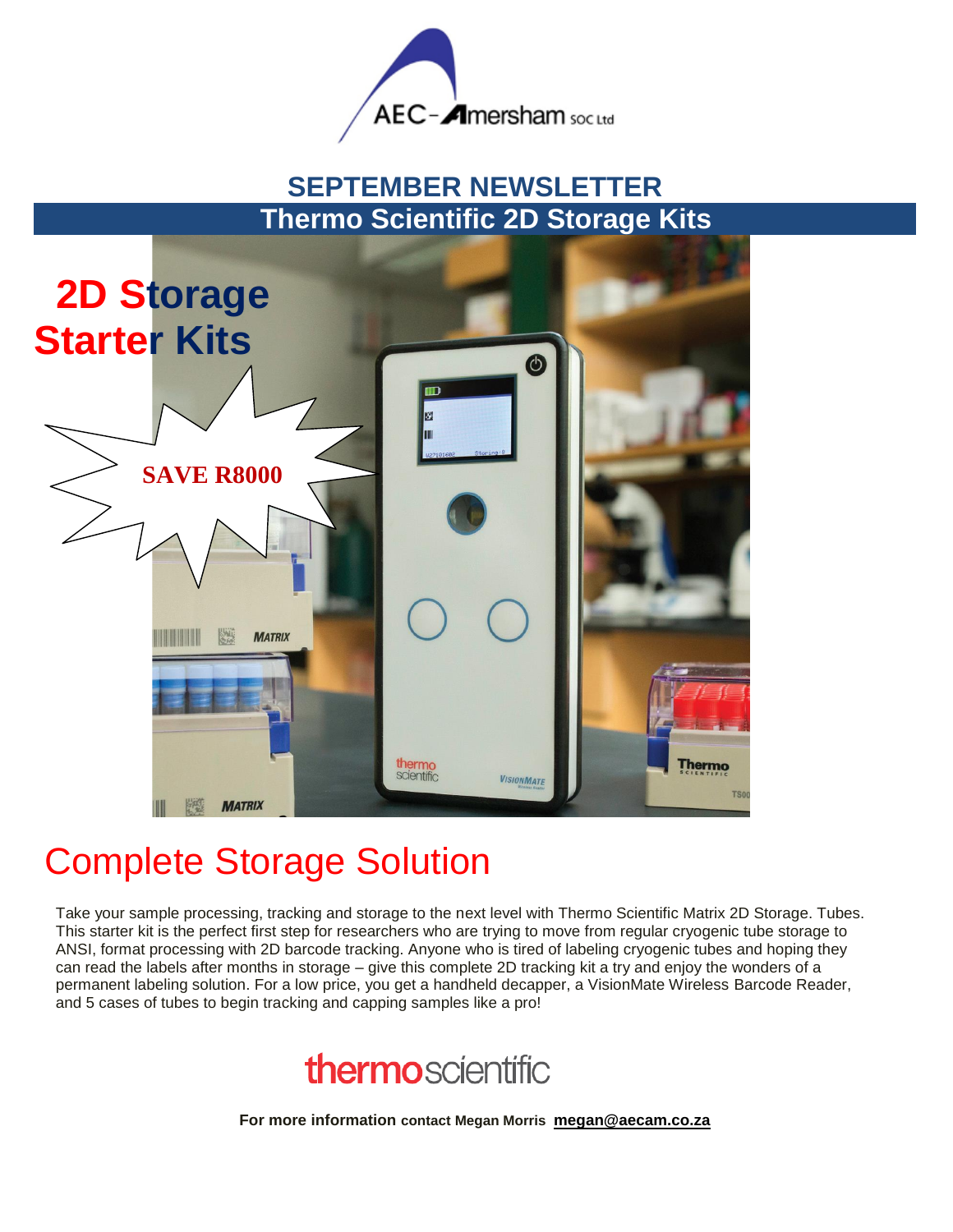AEC-Amersham SOC Ltd

# SEPTEMBER NEWSLETTER

## Thermo Scientific 2D Storage Kits

**2D Storage Starter Kits**

**SAVE R8000**

# Complete Storage Solution

Take your sample processing, tracking and storage to the next level with Thermo Scientific Matrix 2D Storage. Tubes. This starter kit is the perfect first step for researchers who are trying to move from regular cryogenic tube storage to ANSI, format processing with 2D barcode tracking. Anyone who is tired of labeling cryogenic tubes and hoping they can read the labels after months in storage – give this complete 2D tracking kit a try and enjoy the wonders of a permanent labeling solution. For a low price, you get a handheld decapper, a VisionMate Wireless Barcode Reader, and 5 cases of tubes to begin tracking and capping samples like a pro!

thermoscientific

**For more information contact Megan Morris megan@aecam.co.za**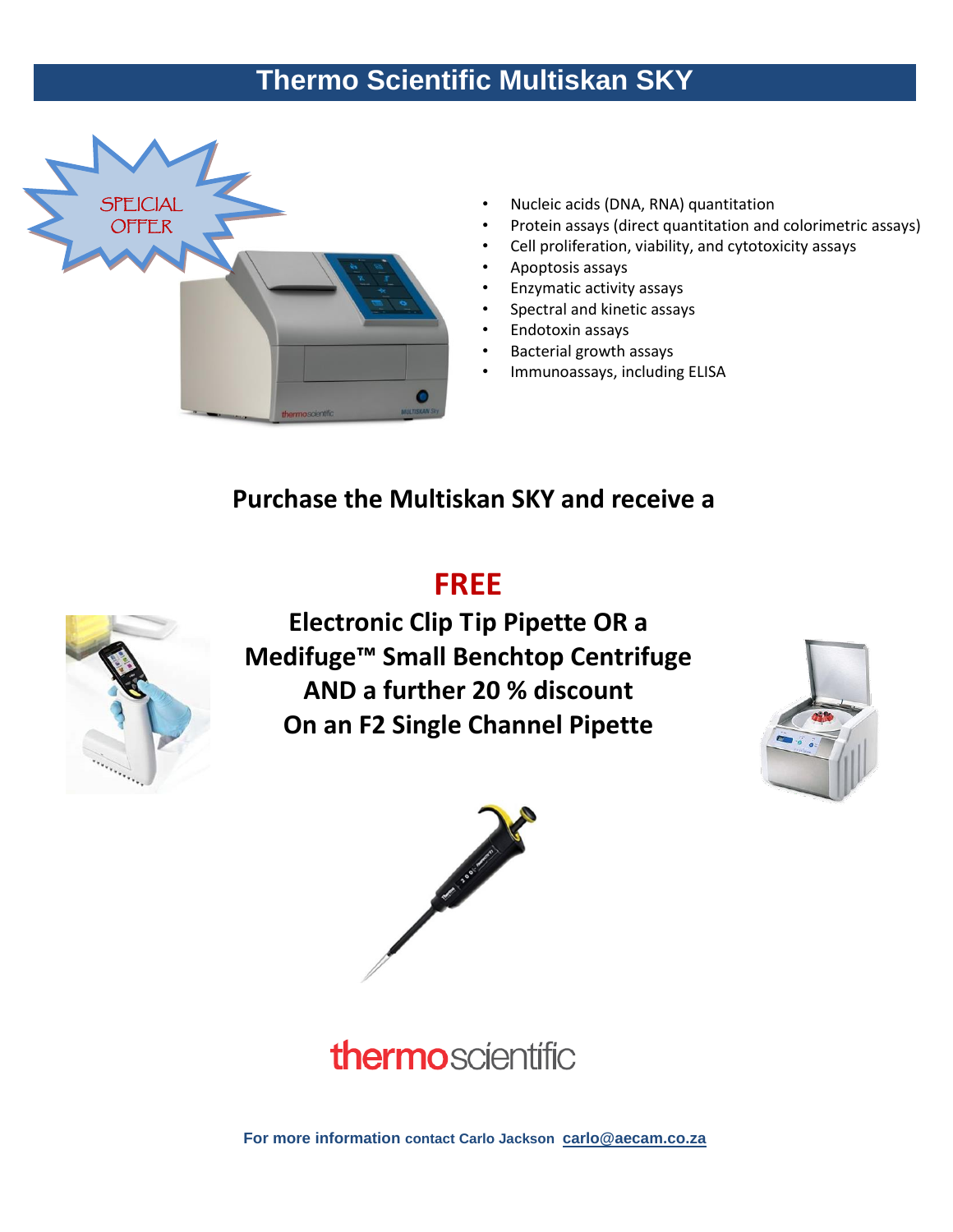# Thermo Scientific Multiskan SKY

SPEICIAL OFFER

- Nucleic acids (DNA, RNA) quantitation
- Protein assays (direct quantitation and colorimetric assays)
- Cell proliferation, viability, and cytotoxicity assays
- Apoptosis assays
- Enzymatic activity assays
- Spectral and kinetic assays
- Endotoxin assays
- Bacterial growth assays
- Immunoassays, including ELISA

**Purchase the Multiskan SKY and receive a**

## FREE

**Electronic Clip Tip Pipette OR a**
**Medifuge™ Small Benchtop Centrifuge**
**AND a further 20 % discount**
**On an F2 Single Channel Pipette**

thermoscientific

**For more information contact Carlo Jackson carlo@aecam.co.za**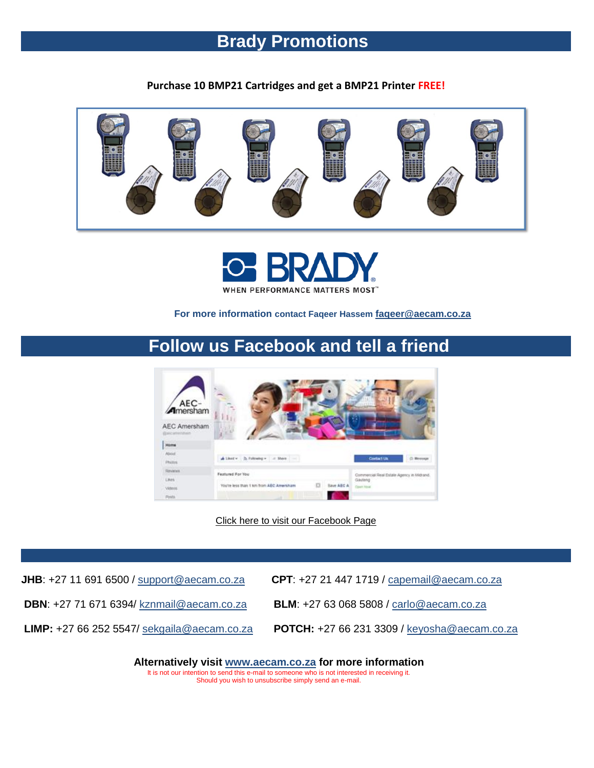## Brady Promotions

**Purchase 10 BMP21 Cartridges and get a BMP21 Printer FREE!**

**For more information contact Faqeer Hassem faqeer@aecam.co.za**

## Follow us Facebook and tell a friend

Click here to visit our Facebook Page

**JHB**: +27 11 691 6500 / support@aecam.co.za

**CPT**: +27 21 447 1719 / capemail@aecam.co.za

**DBN**: +27 71 671 6394/ kznmail@aecam.co.za

**BLM**: +27 63 068 5808 / carlo@aecam.co.za

**LIMP:** +27 66 252 5547/ sekgaila@aecam.co.za

**POTCH:** +27 66 231 3309 / keyosha@aecam.co.za

**Alternatively visit www.aecam.co.za for more information**

It is not our intention to send this e-mail to someone who is not interested in receiving it.
Should you wish to unsubscribe simply send an e-mail.